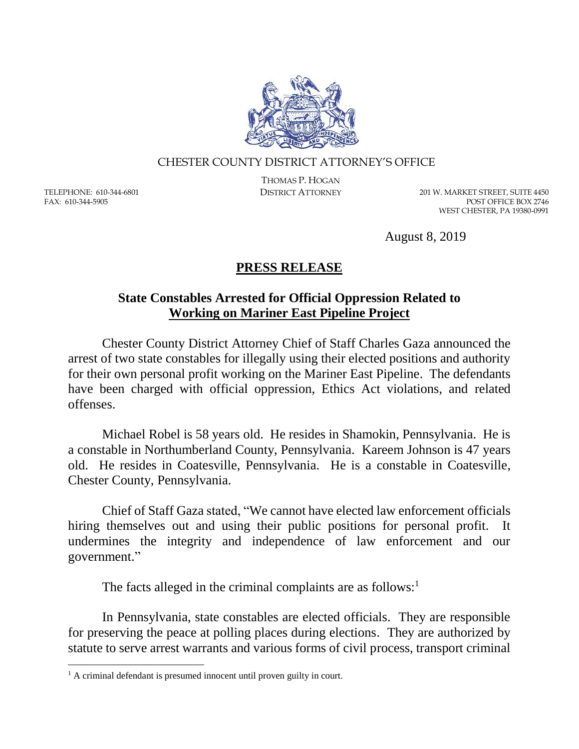CHESTER COUNTY DISTRICT ATTORNEY'S OFFICE

THOMAS P. HOGAN
DISTRICT ATTORNEY

TELEPHONE: 610-344-6801
FAX: 610-344-5905

201 W. MARKET STREET, SUITE 4450
POST OFFICE BOX 2746
WEST CHESTER, PA 19380-0991

August 8, 2019

# PRESS RELEASE

## State Constables Arrested for Official Oppression Related to Working on Mariner East Pipeline Project

Chester County District Attorney Chief of Staff Charles Gaza announced the arrest of two state constables for illegally using their elected positions and authority for their own personal profit working on the Mariner East Pipeline. The defendants have been charged with official oppression, Ethics Act violations, and related offenses.

Michael Robel is 58 years old. He resides in Shamokin, Pennsylvania. He is a constable in Northumberland County, Pennsylvania. Kareem Johnson is 47 years old. He resides in Coatesville, Pennsylvania. He is a constable in Coatesville, Chester County, Pennsylvania.

Chief of Staff Gaza stated, "We cannot have elected law enforcement officials hiring themselves out and using their public positions for personal profit. It undermines the integrity and independence of law enforcement and our government."

The facts alleged in the criminal complaints are as follows:[1]

In Pennsylvania, state constables are elected officials. They are responsible for preserving the peace at polling places during elections. They are authorized by statute to serve arrest warrants and various forms of civil process, transport criminal

[1] A criminal defendant is presumed innocent until proven guilty in court.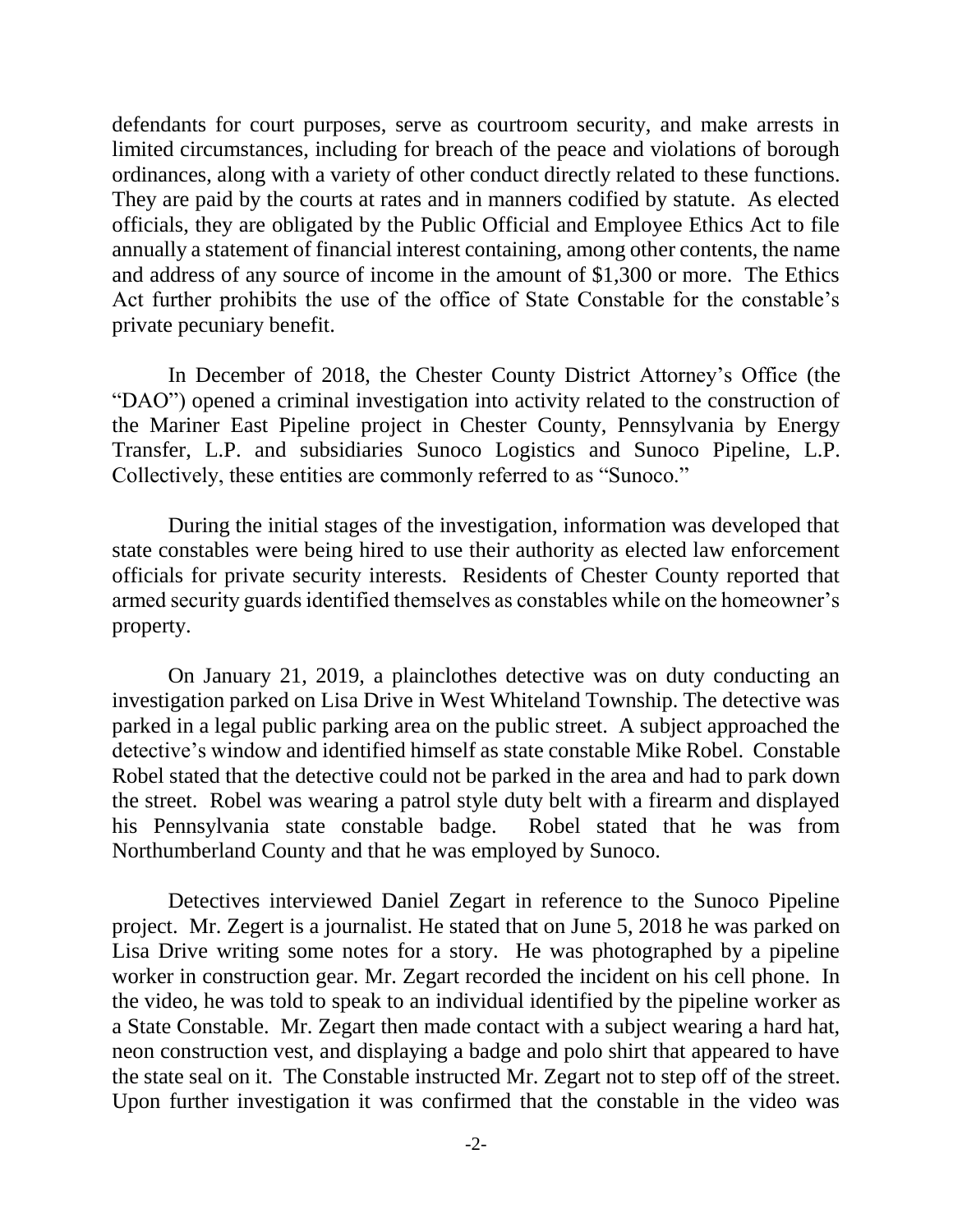defendants for court purposes, serve as courtroom security, and make arrests in limited circumstances, including for breach of the peace and violations of borough ordinances, along with a variety of other conduct directly related to these functions. They are paid by the courts at rates and in manners codified by statute. As elected officials, they are obligated by the Public Official and Employee Ethics Act to file annually a statement of financial interest containing, among other contents, the name and address of any source of income in the amount of $1,300 or more. The Ethics Act further prohibits the use of the office of State Constable for the constable's private pecuniary benefit.

In December of 2018, the Chester County District Attorney's Office (the "DAO") opened a criminal investigation into activity related to the construction of the Mariner East Pipeline project in Chester County, Pennsylvania by Energy Transfer, L.P. and subsidiaries Sunoco Logistics and Sunoco Pipeline, L.P. Collectively, these entities are commonly referred to as "Sunoco."

During the initial stages of the investigation, information was developed that state constables were being hired to use their authority as elected law enforcement officials for private security interests. Residents of Chester County reported that armed security guards identified themselves as constables while on the homeowner's property.

On January 21, 2019, a plainclothes detective was on duty conducting an investigation parked on Lisa Drive in West Whiteland Township. The detective was parked in a legal public parking area on the public street. A subject approached the detective's window and identified himself as state constable Mike Robel. Constable Robel stated that the detective could not be parked in the area and had to park down the street. Robel was wearing a patrol style duty belt with a firearm and displayed his Pennsylvania state constable badge. Robel stated that he was from Northumberland County and that he was employed by Sunoco.

Detectives interviewed Daniel Zegart in reference to the Sunoco Pipeline project. Mr. Zegert is a journalist. He stated that on June 5, 2018 he was parked on Lisa Drive writing some notes for a story. He was photographed by a pipeline worker in construction gear. Mr. Zegart recorded the incident on his cell phone. In the video, he was told to speak to an individual identified by the pipeline worker as a State Constable. Mr. Zegart then made contact with a subject wearing a hard hat, neon construction vest, and displaying a badge and polo shirt that appeared to have the state seal on it. The Constable instructed Mr. Zegart not to step off of the street. Upon further investigation it was confirmed that the constable in the video was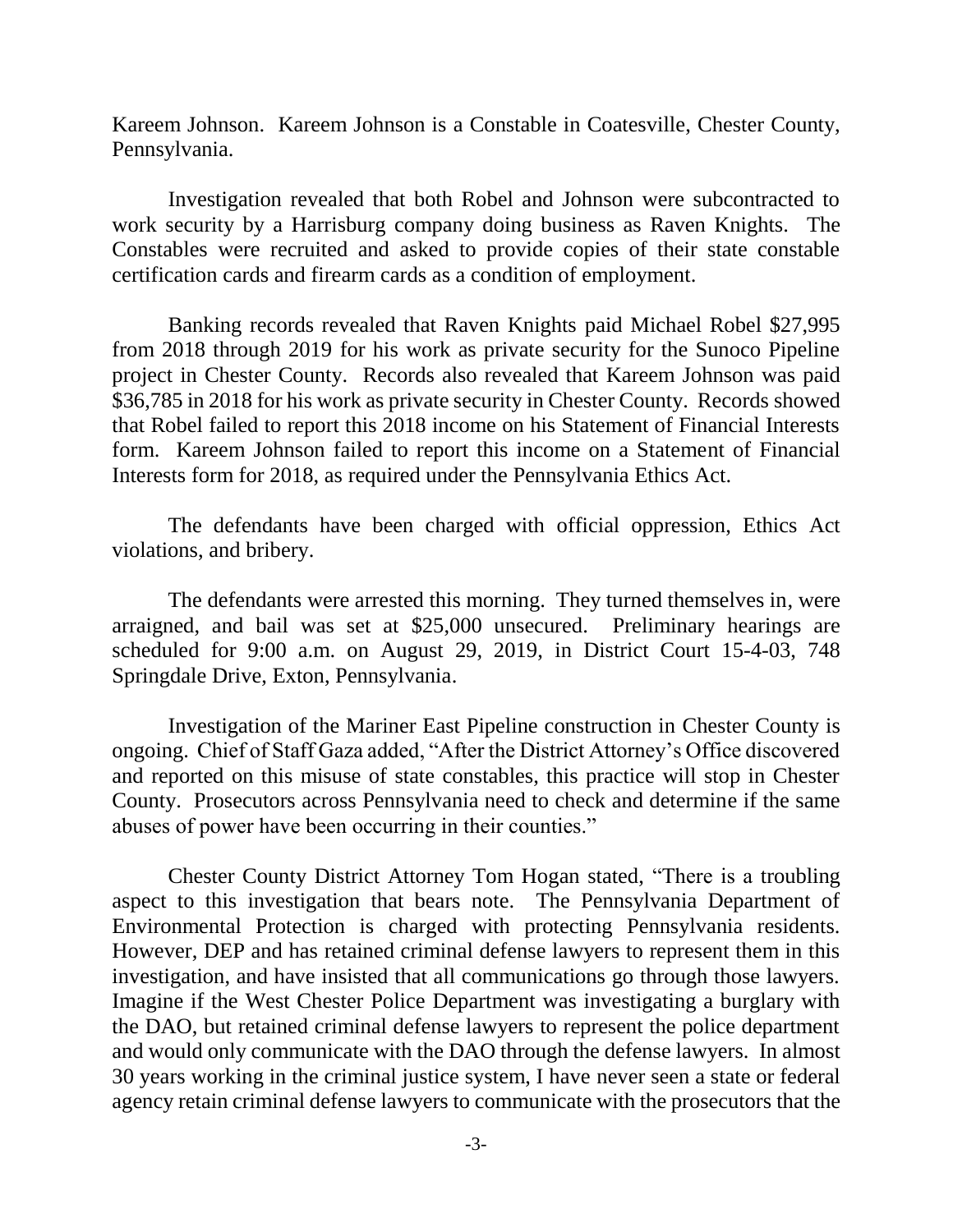Kareem Johnson. Kareem Johnson is a Constable in Coatesville, Chester County, Pennsylvania.

Investigation revealed that both Robel and Johnson were subcontracted to work security by a Harrisburg company doing business as Raven Knights. The Constables were recruited and asked to provide copies of their state constable certification cards and firearm cards as a condition of employment.

Banking records revealed that Raven Knights paid Michael Robel $27,995 from 2018 through 2019 for his work as private security for the Sunoco Pipeline project in Chester County. Records also revealed that Kareem Johnson was paid $36,785 in 2018 for his work as private security in Chester County. Records showed that Robel failed to report this 2018 income on his Statement of Financial Interests form. Kareem Johnson failed to report this income on a Statement of Financial Interests form for 2018, as required under the Pennsylvania Ethics Act.

The defendants have been charged with official oppression, Ethics Act violations, and bribery.

The defendants were arrested this morning. They turned themselves in, were arraigned, and bail was set at $25,000 unsecured. Preliminary hearings are scheduled for 9:00 a.m. on August 29, 2019, in District Court 15-4-03, 748 Springdale Drive, Exton, Pennsylvania.

Investigation of the Mariner East Pipeline construction in Chester County is ongoing. Chief of Staff Gaza added, "After the District Attorney's Office discovered and reported on this misuse of state constables, this practice will stop in Chester County. Prosecutors across Pennsylvania need to check and determine if the same abuses of power have been occurring in their counties."

Chester County District Attorney Tom Hogan stated, "There is a troubling aspect to this investigation that bears note. The Pennsylvania Department of Environmental Protection is charged with protecting Pennsylvania residents. However, DEP and has retained criminal defense lawyers to represent them in this investigation, and have insisted that all communications go through those lawyers. Imagine if the West Chester Police Department was investigating a burglary with the DAO, but retained criminal defense lawyers to represent the police department and would only communicate with the DAO through the defense lawyers. In almost 30 years working in the criminal justice system, I have never seen a state or federal agency retain criminal defense lawyers to communicate with the prosecutors that the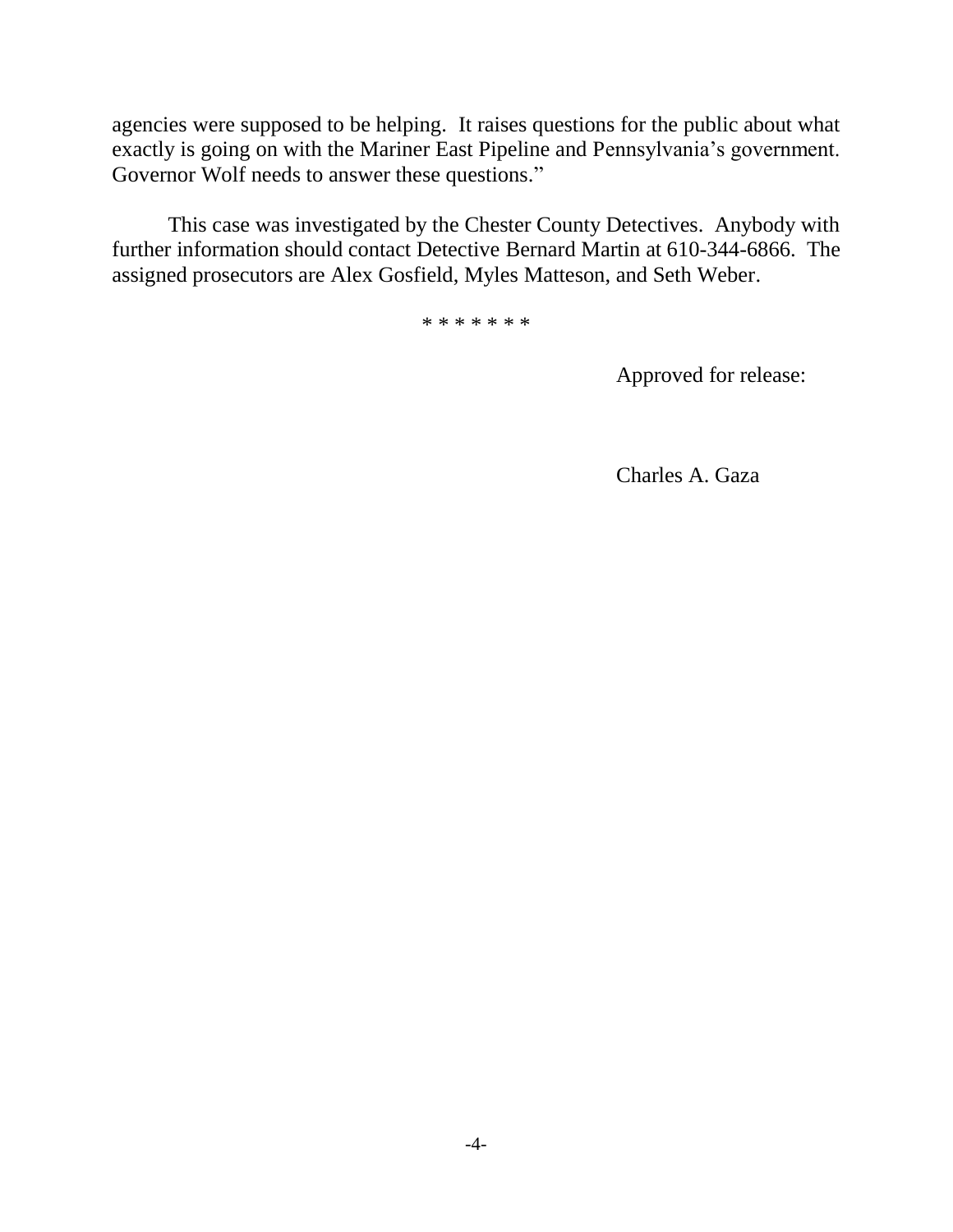agencies were supposed to be helping. It raises questions for the public about what exactly is going on with the Mariner East Pipeline and Pennsylvania's government. Governor Wolf needs to answer these questions."

This case was investigated by the Chester County Detectives. Anybody with further information should contact Detective Bernard Martin at 610-344-6866. The assigned prosecutors are Alex Gosfield, Myles Matteson, and Seth Weber.

* * * * * * *

Approved for release:

Charles A. Gaza